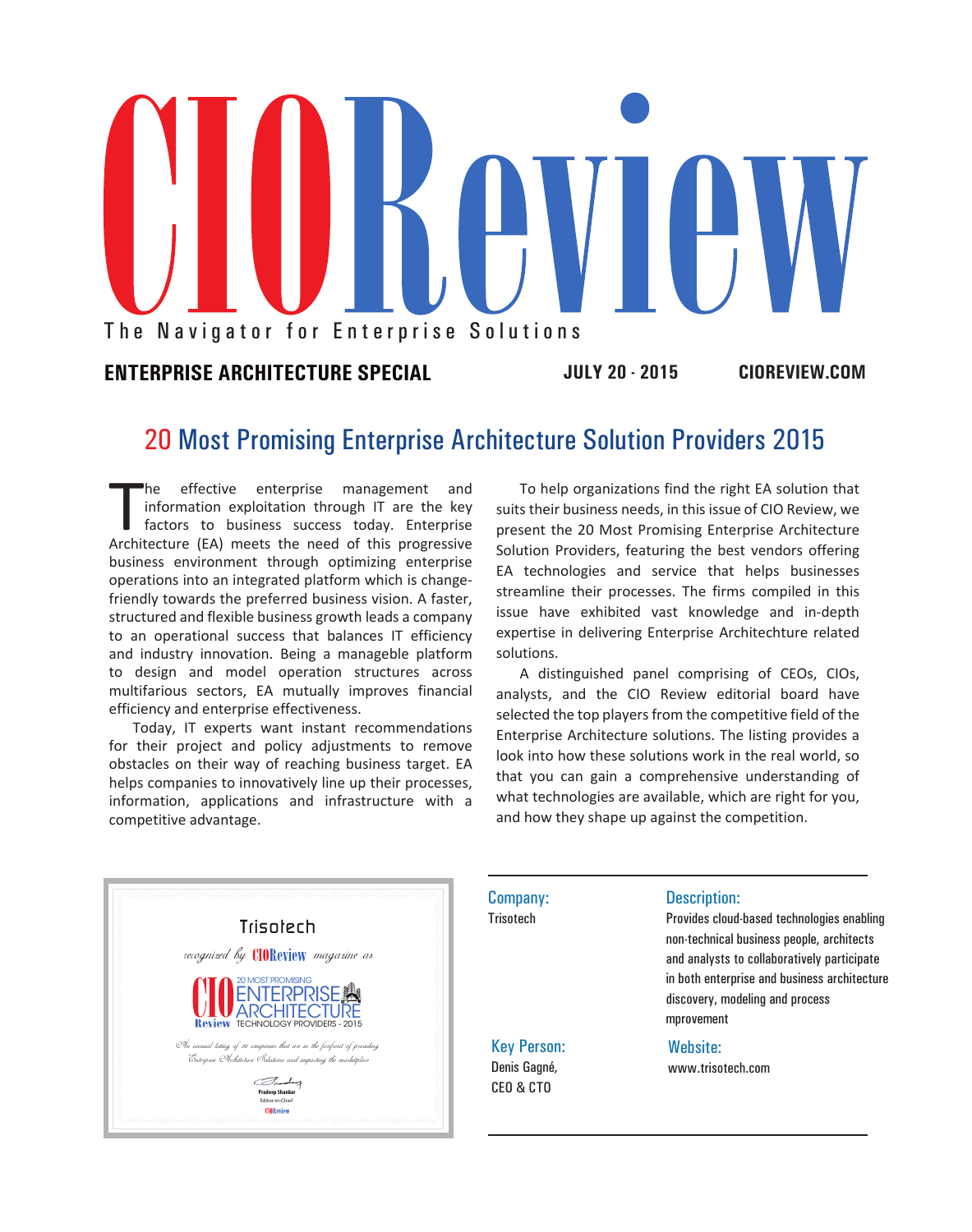# CIOReview

The Navigator for Enterprise Solutions

**ENTERPRISE ARCHITECTURE SPECIAL** **JULY 20 - 2015** **CIOREVIEW.COM**

## 20 Most Promising Enterprise Architecture Solution Providers 2015

The effective enterprise management and information exploitation through IT are the key factors to business success today. Enterprise Architecture (EA) meets the need of this progressive business environment through optimizing enterprise operations into an integrated platform which is change-friendly towards the preferred business vision. A faster, structured and flexible business growth leads a company to an operational success that balances IT efficiency and industry innovation. Being a manageable platform to design and model operation structures across multifarious sectors, EA mutually improves financial efficiency and enterprise effectiveness.

Today, IT experts want instant recommendations for their project and policy adjustments to remove obstacles on their way of reaching business target. EA helps companies to innovatively line up their processes, information, applications and infrastructure with a competitive advantage.

To help organizations find the right EA solution that suits their business needs, in this issue of CIO Review, we present the 20 Most Promising Enterprise Architecture Solution Providers, featuring the best vendors offering EA technologies and service that helps businesses streamline their processes. The firms compiled in this issue have exhibited vast knowledge and in-depth expertise in delivering Enterprise Architechture related solutions.

A distinguished panel comprising of CEOs, CIOs, analysts, and the CIO Review editorial board have selected the top players from the competitive field of the Enterprise Architecture solutions. The listing provides a look into how these solutions work in the real world, so that you can gain a comprehensive understanding of what technologies are available, which are right for you, and how they shape up against the competition.

---

Trisotech

*recognized by* CIOReview *magazine as*

CIO Review 20 MOST PROMISING ENTERPRISE ARCHITECTURE TECHNOLOGY PROVIDERS - 2015

*An annual listing of 20 companies that are at the forefront of providing Enterprise Architecture Solutions and impacting the marketplace*

Pradeep Shankar
Editor-in-Chief
CIOReview

---

**Company:**
Trisotech

**Description:**
Provides cloud-based technologies enabling non-technical business people, architects and analysts to collaboratively participate in both enterprise and business architecture discovery, modeling and process mprovement

**Key Person:**
Denis Gagné,
CEO & CTO

**Website:**
www.trisotech.com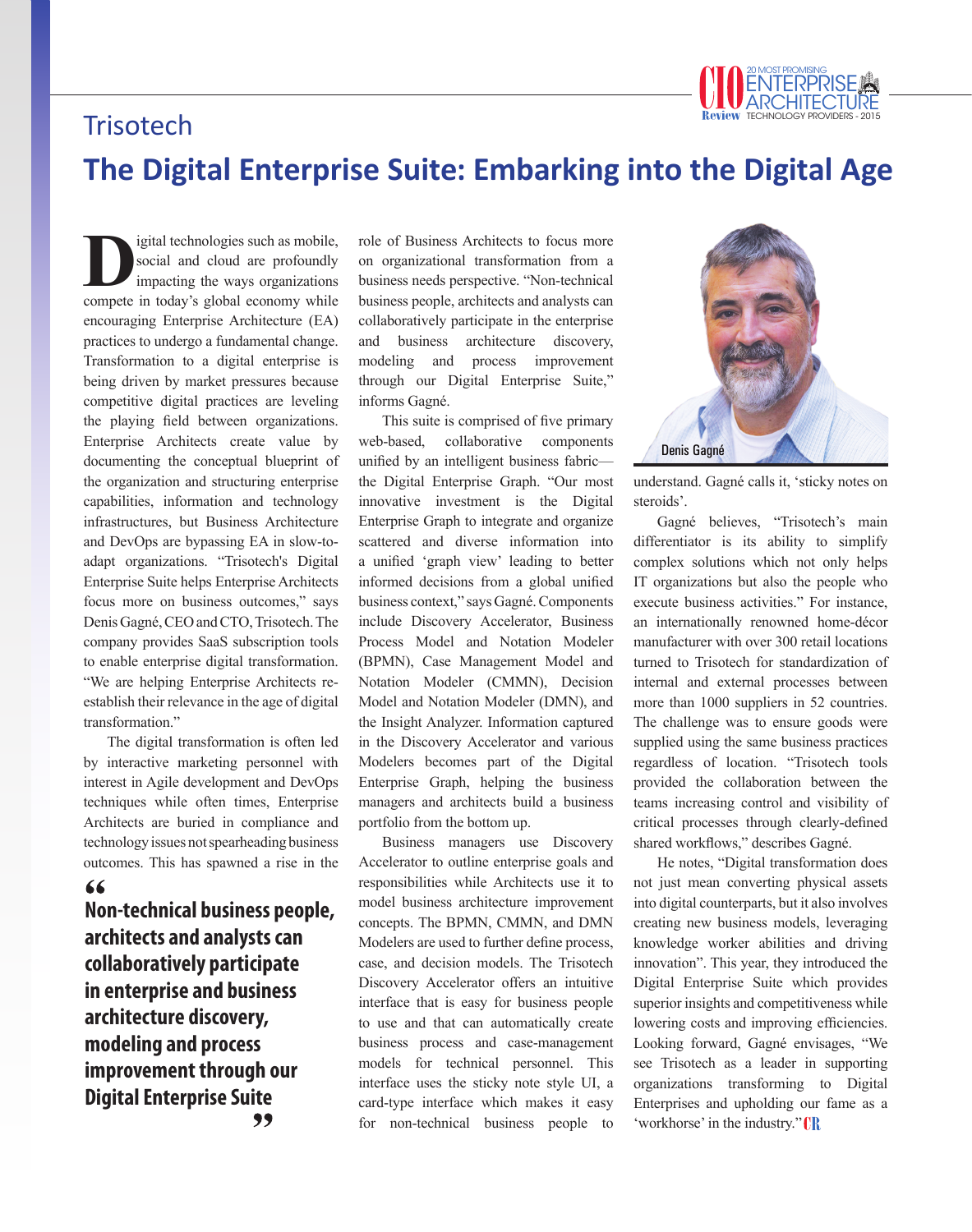# Trisotech

## The Digital Enterprise Suite: Embarking into the Digital Age

Digital technologies such as mobile, social and cloud are profoundly impacting the ways organizations compete in today's global economy while encouraging Enterprise Architecture (EA) practices to undergo a fundamental change. Transformation to a digital enterprise is being driven by market pressures because competitive digital practices are leveling the playing field between organizations. Enterprise Architects create value by documenting the conceptual blueprint of the organization and structuring enterprise capabilities, information and technology infrastructures, but Business Architecture and DevOps are bypassing EA in slow-to-adapt organizations. "Trisotech's Digital Enterprise Suite helps Enterprise Architects focus more on business outcomes," says Denis Gagné, CEO and CTO, Trisotech. The company provides SaaS subscription tools to enable enterprise digital transformation. "We are helping Enterprise Architects re-establish their relevance in the age of digital transformation."

The digital transformation is often led by interactive marketing personnel with interest in Agile development and DevOps techniques while often times, Enterprise Architects are buried in compliance and technology issues not spearheading business outcomes. This has spawned a rise in the role of Business Architects to focus more on organizational transformation from a business needs perspective. "Non-technical business people, architects and analysts can collaboratively participate in the enterprise and business architecture discovery, modeling and process improvement through our Digital Enterprise Suite," informs Gagné.

> **Non-technical business people, architects and analysts can collaboratively participate in enterprise and business architecture discovery, modeling and process improvement through our Digital Enterprise Suite**

This suite is comprised of five primary web-based, collaborative components unified by an intelligent business fabric—the Digital Enterprise Graph. "Our most innovative investment is the Digital Enterprise Graph to integrate and organize scattered and diverse information into a unified 'graph view' leading to better informed decisions from a global unified business context," says Gagné. Components include Discovery Accelerator, Business Process Model and Notation Modeler (BPMN), Case Management Model and Notation Modeler (CMMN), Decision Model and Notation Modeler (DMN), and the Insight Analyzer. Information captured in the Discovery Accelerator and various Modelers becomes part of the Digital Enterprise Graph, helping the business managers and architects build a business portfolio from the bottom up.

Business managers use Discovery Accelerator to outline enterprise goals and responsibilities while Architects use it to model business architecture improvement concepts. The BPMN, CMMN, and DMN Modelers are used to further define process, case, and decision models. The Trisotech Discovery Accelerator offers an intuitive interface that is easy for business people to use and that can automatically create business process and case-management models for technical personnel. This interface uses the sticky note style UI, a card-type interface which makes it easy for non-technical business people to understand. Gagné calls it, 'sticky notes on steroids'.

Denis Gagné

Gagné believes, "Trisotech's main differentiator is its ability to simplify complex solutions which not only helps IT organizations but also the people who execute business activities." For instance, an internationally renowned home-décor manufacturer with over 300 retail locations turned to Trisotech for standardization of internal and external processes between more than 1000 suppliers in 52 countries. The challenge was to ensure goods were supplied using the same business practices regardless of location. "Trisotech tools provided the collaboration between the teams increasing control and visibility of critical processes through clearly-defined shared workflows," describes Gagné.

He notes, "Digital transformation does not just mean converting physical assets into digital counterparts, but it also involves creating new business models, leveraging knowledge worker abilities and driving innovation". This year, they introduced the Digital Enterprise Suite which provides superior insights and competitiveness while lowering costs and improving efficiencies. Looking forward, Gagné envisages, "We see Trisotech as a leader in supporting organizations transforming to Digital Enterprises and upholding our fame as a 'workhorse' in the industry."